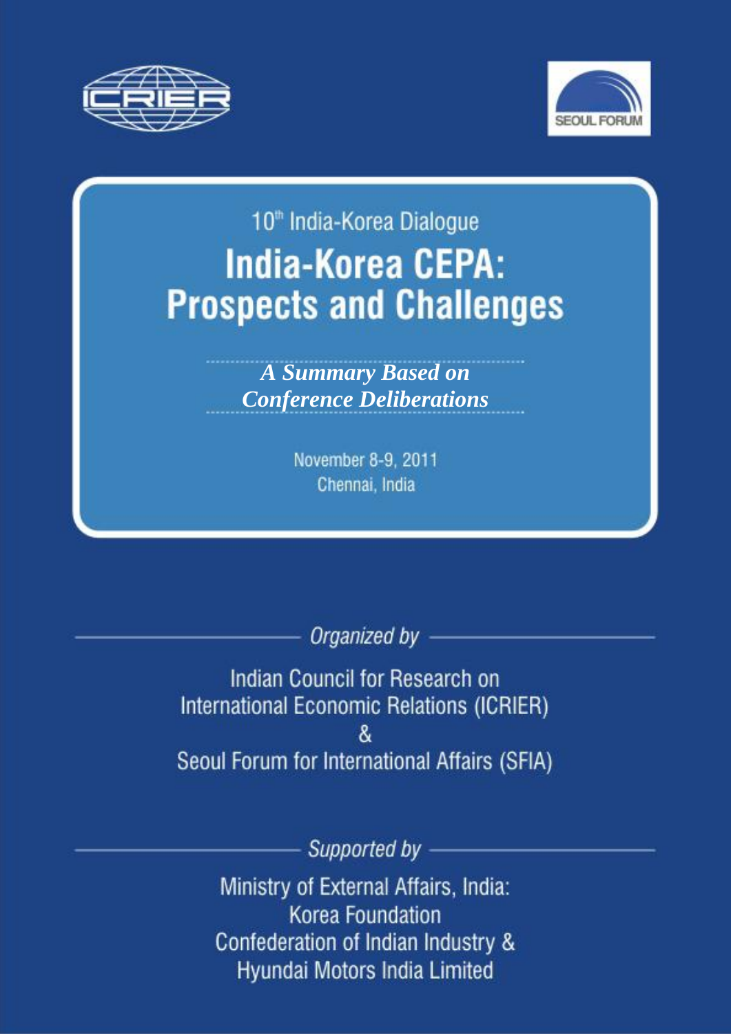10th India-Korea Dialogue

# India-Korea CEPA: Prospects and Challenges

***A Summary Based on Conference Deliberations***

November 8-9, 2011
Chennai, India

*Organized by*

Indian Council for Research on International Economic Relations (ICRIER)
&
Seoul Forum for International Affairs (SFIA)

*Supported by*

Ministry of External Affairs, India:
Korea Foundation
Confederation of Indian Industry &
Hyundai Motors India Limited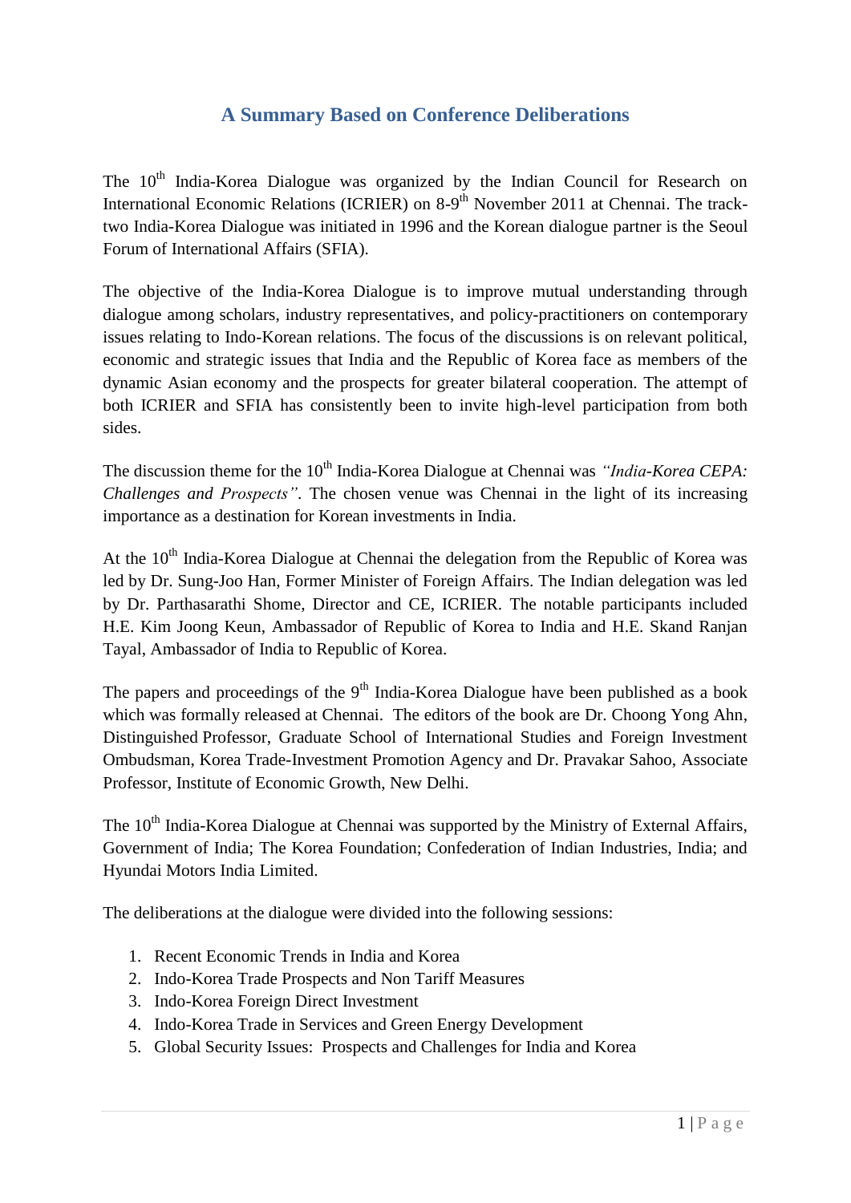# A Summary Based on Conference Deliberations

The 10th India-Korea Dialogue was organized by the Indian Council for Research on International Economic Relations (ICRIER) on 8-9th November 2011 at Chennai. The track-two India-Korea Dialogue was initiated in 1996 and the Korean dialogue partner is the Seoul Forum of International Affairs (SFIA).

The objective of the India-Korea Dialogue is to improve mutual understanding through dialogue among scholars, industry representatives, and policy-practitioners on contemporary issues relating to Indo-Korean relations. The focus of the discussions is on relevant political, economic and strategic issues that India and the Republic of Korea face as members of the dynamic Asian economy and the prospects for greater bilateral cooperation. The attempt of both ICRIER and SFIA has consistently been to invite high-level participation from both sides.

The discussion theme for the 10th India-Korea Dialogue at Chennai was *"India-Korea CEPA: Challenges and Prospects"*. The chosen venue was Chennai in the light of its increasing importance as a destination for Korean investments in India.

At the 10th India-Korea Dialogue at Chennai the delegation from the Republic of Korea was led by Dr. Sung-Joo Han, Former Minister of Foreign Affairs. The Indian delegation was led by Dr. Parthasarathi Shome, Director and CE, ICRIER. The notable participants included H.E. Kim Joong Keun, Ambassador of Republic of Korea to India and H.E. Skand Ranjan Tayal, Ambassador of India to Republic of Korea.

The papers and proceedings of the 9th India-Korea Dialogue have been published as a book which was formally released at Chennai. The editors of the book are Dr. Choong Yong Ahn, Distinguished Professor, Graduate School of International Studies and Foreign Investment Ombudsman, Korea Trade-Investment Promotion Agency and Dr. Pravakar Sahoo, Associate Professor, Institute of Economic Growth, New Delhi.

The 10th India-Korea Dialogue at Chennai was supported by the Ministry of External Affairs, Government of India; The Korea Foundation; Confederation of Indian Industries, India; and Hyundai Motors India Limited.

The deliberations at the dialogue were divided into the following sessions:

1. Recent Economic Trends in India and Korea
2. Indo-Korea Trade Prospects and Non Tariff Measures
3. Indo-Korea Foreign Direct Investment
4. Indo-Korea Trade in Services and Green Energy Development
5. Global Security Issues: Prospects and Challenges for India and Korea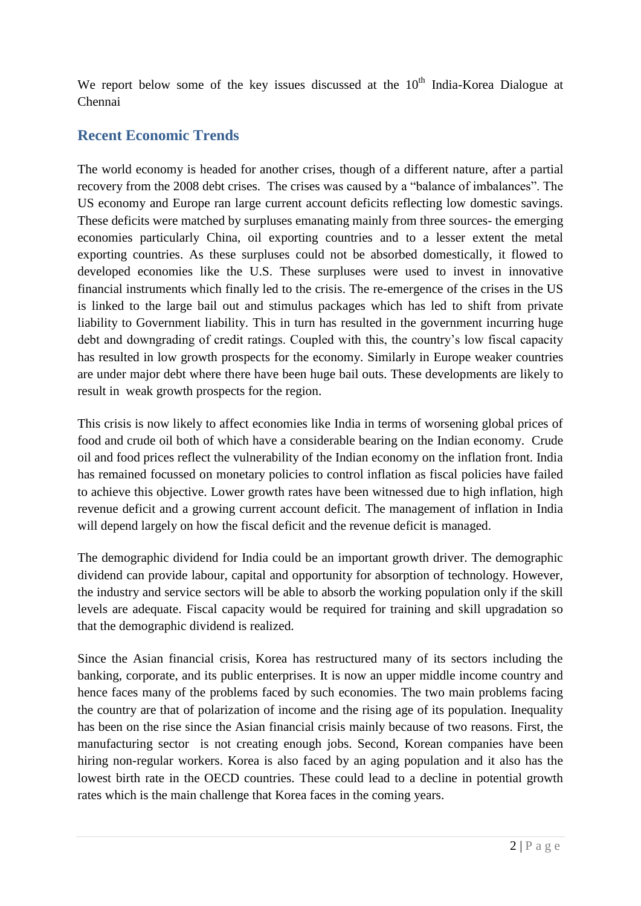We report below some of the key issues discussed at the 10th India-Korea Dialogue at Chennai

## Recent Economic Trends

The world economy is headed for another crises, though of a different nature, after a partial recovery from the 2008 debt crises. The crises was caused by a "balance of imbalances". The US economy and Europe ran large current account deficits reflecting low domestic savings. These deficits were matched by surpluses emanating mainly from three sources- the emerging economies particularly China, oil exporting countries and to a lesser extent the metal exporting countries. As these surpluses could not be absorbed domestically, it flowed to developed economies like the U.S. These surpluses were used to invest in innovative financial instruments which finally led to the crisis. The re-emergence of the crises in the US is linked to the large bail out and stimulus packages which has led to shift from private liability to Government liability. This in turn has resulted in the government incurring huge debt and downgrading of credit ratings. Coupled with this, the country's low fiscal capacity has resulted in low growth prospects for the economy. Similarly in Europe weaker countries are under major debt where there have been huge bail outs. These developments are likely to result in weak growth prospects for the region.

This crisis is now likely to affect economies like India in terms of worsening global prices of food and crude oil both of which have a considerable bearing on the Indian economy. Crude oil and food prices reflect the vulnerability of the Indian economy on the inflation front. India has remained focussed on monetary policies to control inflation as fiscal policies have failed to achieve this objective. Lower growth rates have been witnessed due to high inflation, high revenue deficit and a growing current account deficit. The management of inflation in India will depend largely on how the fiscal deficit and the revenue deficit is managed.

The demographic dividend for India could be an important growth driver. The demographic dividend can provide labour, capital and opportunity for absorption of technology. However, the industry and service sectors will be able to absorb the working population only if the skill levels are adequate. Fiscal capacity would be required for training and skill upgradation so that the demographic dividend is realized.

Since the Asian financial crisis, Korea has restructured many of its sectors including the banking, corporate, and its public enterprises. It is now an upper middle income country and hence faces many of the problems faced by such economies. The two main problems facing the country are that of polarization of income and the rising age of its population. Inequality has been on the rise since the Asian financial crisis mainly because of two reasons. First, the manufacturing sector is not creating enough jobs. Second, Korean companies have been hiring non-regular workers. Korea is also faced by an aging population and it also has the lowest birth rate in the OECD countries. These could lead to a decline in potential growth rates which is the main challenge that Korea faces in the coming years.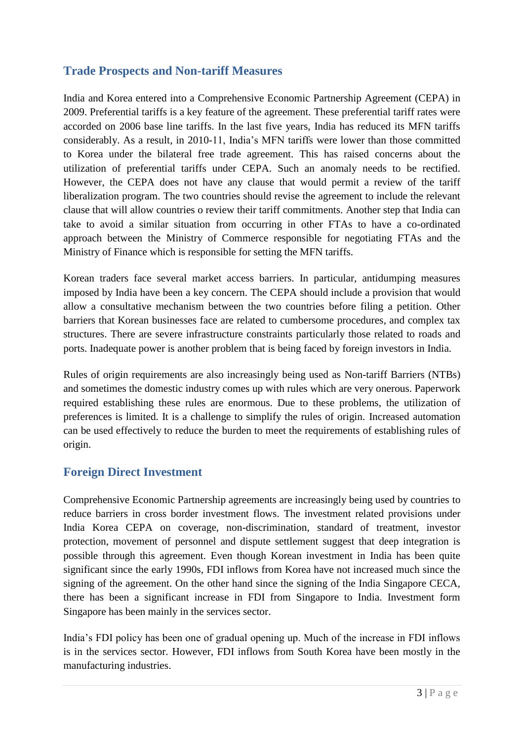## Trade Prospects and Non-tariff Measures

India and Korea entered into a Comprehensive Economic Partnership Agreement (CEPA) in 2009. Preferential tariffs is a key feature of the agreement. These preferential tariff rates were accorded on 2006 base line tariffs. In the last five years, India has reduced its MFN tariffs considerably. As a result, in 2010-11, India's MFN tariffs were lower than those committed to Korea under the bilateral free trade agreement. This has raised concerns about the utilization of preferential tariffs under CEPA. Such an anomaly needs to be rectified. However, the CEPA does not have any clause that would permit a review of the tariff liberalization program. The two countries should revise the agreement to include the relevant clause that will allow countries o review their tariff commitments. Another step that India can take to avoid a similar situation from occurring in other FTAs to have a co-ordinated approach between the Ministry of Commerce responsible for negotiating FTAs and the Ministry of Finance which is responsible for setting the MFN tariffs.

Korean traders face several market access barriers. In particular, antidumping measures imposed by India have been a key concern. The CEPA should include a provision that would allow a consultative mechanism between the two countries before filing a petition. Other barriers that Korean businesses face are related to cumbersome procedures, and complex tax structures. There are severe infrastructure constraints particularly those related to roads and ports. Inadequate power is another problem that is being faced by foreign investors in India.

Rules of origin requirements are also increasingly being used as Non-tariff Barriers (NTBs) and sometimes the domestic industry comes up with rules which are very onerous. Paperwork required establishing these rules are enormous. Due to these problems, the utilization of preferences is limited. It is a challenge to simplify the rules of origin. Increased automation can be used effectively to reduce the burden to meet the requirements of establishing rules of origin.

## Foreign Direct Investment

Comprehensive Economic Partnership agreements are increasingly being used by countries to reduce barriers in cross border investment flows. The investment related provisions under India Korea CEPA on coverage, non-discrimination, standard of treatment, investor protection, movement of personnel and dispute settlement suggest that deep integration is possible through this agreement. Even though Korean investment in India has been quite significant since the early 1990s, FDI inflows from Korea have not increased much since the signing of the agreement. On the other hand since the signing of the India Singapore CECA, there has been a significant increase in FDI from Singapore to India. Investment form Singapore has been mainly in the services sector.

India's FDI policy has been one of gradual opening up. Much of the increase in FDI inflows is in the services sector. However, FDI inflows from South Korea have been mostly in the manufacturing industries.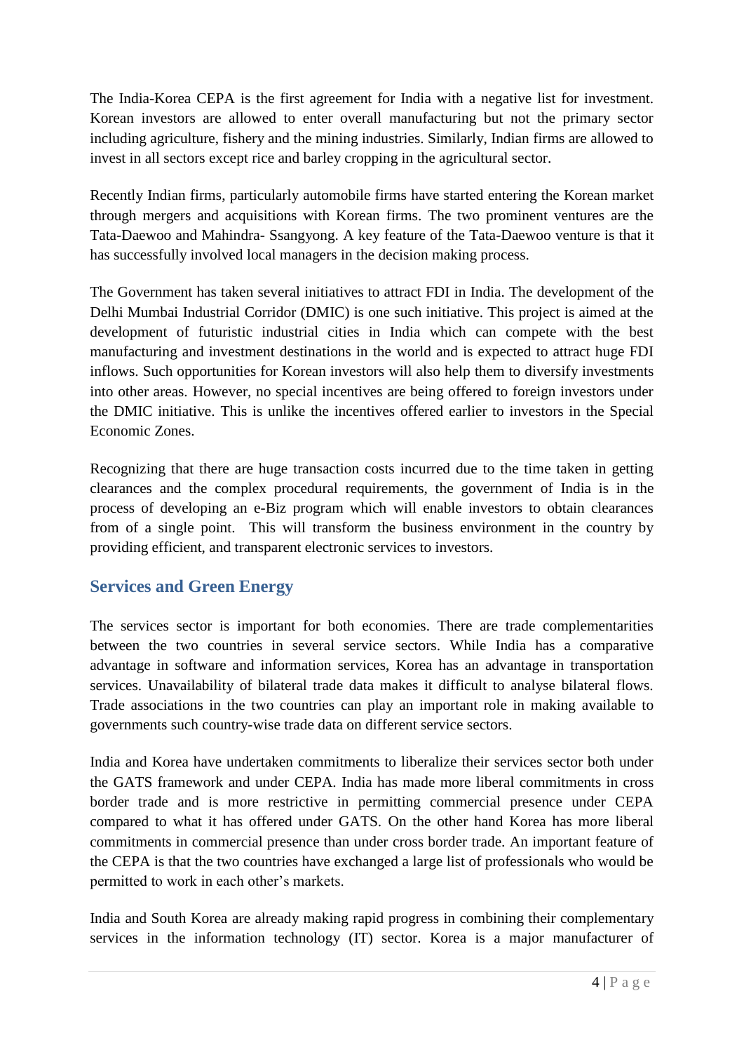The India-Korea CEPA is the first agreement for India with a negative list for investment. Korean investors are allowed to enter overall manufacturing but not the primary sector including agriculture, fishery and the mining industries. Similarly, Indian firms are allowed to invest in all sectors except rice and barley cropping in the agricultural sector.

Recently Indian firms, particularly automobile firms have started entering the Korean market through mergers and acquisitions with Korean firms. The two prominent ventures are the Tata-Daewoo and Mahindra- Ssangyong. A key feature of the Tata-Daewoo venture is that it has successfully involved local managers in the decision making process.

The Government has taken several initiatives to attract FDI in India. The development of the Delhi Mumbai Industrial Corridor (DMIC) is one such initiative. This project is aimed at the development of futuristic industrial cities in India which can compete with the best manufacturing and investment destinations in the world and is expected to attract huge FDI inflows. Such opportunities for Korean investors will also help them to diversify investments into other areas. However, no special incentives are being offered to foreign investors under the DMIC initiative. This is unlike the incentives offered earlier to investors in the Special Economic Zones.

Recognizing that there are huge transaction costs incurred due to the time taken in getting clearances and the complex procedural requirements, the government of India is in the process of developing an e-Biz program which will enable investors to obtain clearances from of a single point.  This will transform the business environment in the country by providing efficient, and transparent electronic services to investors.

## Services and Green Energy

The services sector is important for both economies. There are trade complementarities between the two countries in several service sectors. While India has a comparative advantage in software and information services, Korea has an advantage in transportation services. Unavailability of bilateral trade data makes it difficult to analyse bilateral flows. Trade associations in the two countries can play an important role in making available to governments such country-wise trade data on different service sectors.

India and Korea have undertaken commitments to liberalize their services sector both under the GATS framework and under CEPA. India has made more liberal commitments in cross border trade and is more restrictive in permitting commercial presence under CEPA compared to what it has offered under GATS. On the other hand Korea has more liberal commitments in commercial presence than under cross border trade. An important feature of the CEPA is that the two countries have exchanged a large list of professionals who would be permitted to work in each other's markets.

India and South Korea are already making rapid progress in combining their complementary services in the information technology (IT) sector. Korea is a major manufacturer of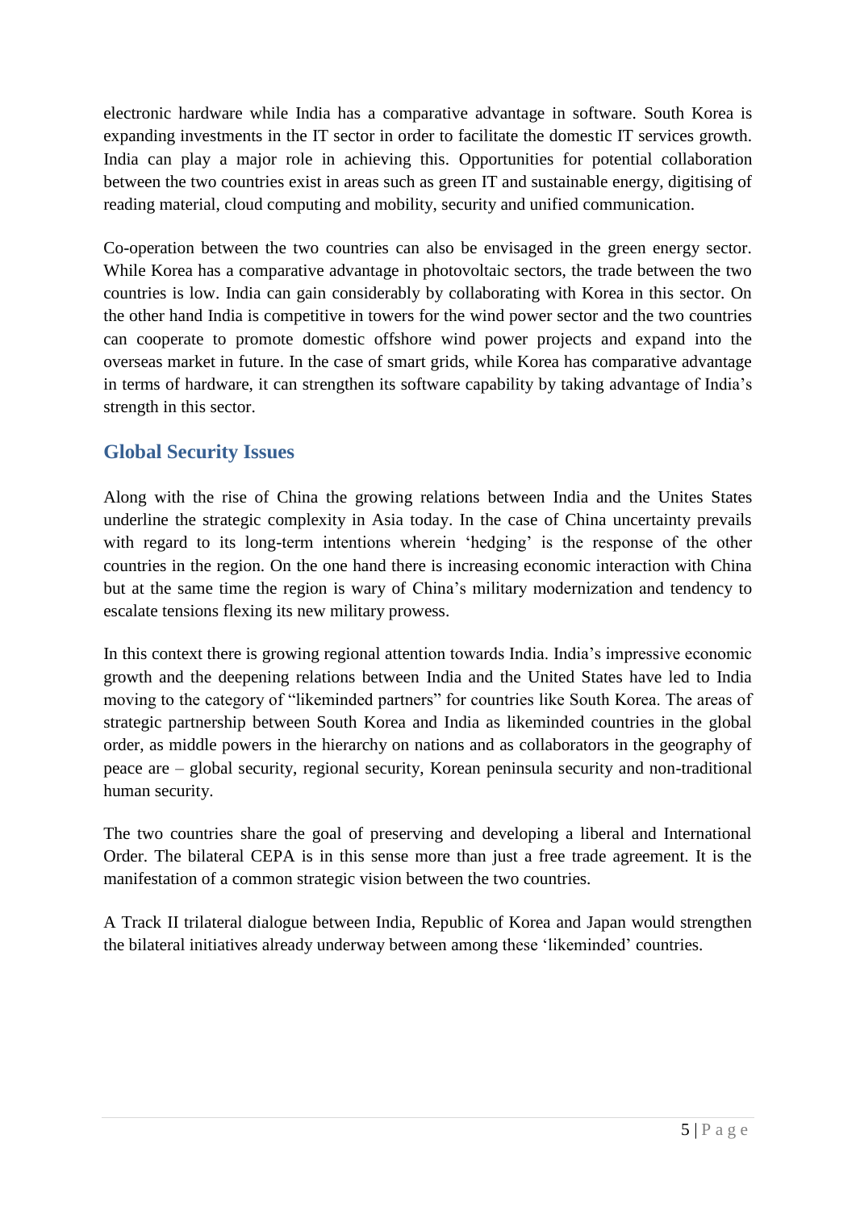electronic hardware while India has a comparative advantage in software. South Korea is expanding investments in the IT sector in order to facilitate the domestic IT services growth. India can play a major role in achieving this. Opportunities for potential collaboration between the two countries exist in areas such as green IT and sustainable energy, digitising of reading material, cloud computing and mobility, security and unified communication.

Co-operation between the two countries can also be envisaged in the green energy sector. While Korea has a comparative advantage in photovoltaic sectors, the trade between the two countries is low. India can gain considerably by collaborating with Korea in this sector. On the other hand India is competitive in towers for the wind power sector and the two countries can cooperate to promote domestic offshore wind power projects and expand into the overseas market in future. In the case of smart grids, while Korea has comparative advantage in terms of hardware, it can strengthen its software capability by taking advantage of India's strength in this sector.

## Global Security Issues

Along with the rise of China the growing relations between India and the Unites States underline the strategic complexity in Asia today. In the case of China uncertainty prevails with regard to its long-term intentions wherein 'hedging' is the response of the other countries in the region. On the one hand there is increasing economic interaction with China but at the same time the region is wary of China's military modernization and tendency to escalate tensions flexing its new military prowess.

In this context there is growing regional attention towards India. India's impressive economic growth and the deepening relations between India and the United States have led to India moving to the category of "likeminded partners" for countries like South Korea. The areas of strategic partnership between South Korea and India as likeminded countries in the global order, as middle powers in the hierarchy on nations and as collaborators in the geography of peace are – global security, regional security, Korean peninsula security and non-traditional human security.

The two countries share the goal of preserving and developing a liberal and International Order. The bilateral CEPA is in this sense more than just a free trade agreement. It is the manifestation of a common strategic vision between the two countries.

A Track II trilateral dialogue between India, Republic of Korea and Japan would strengthen the bilateral initiatives already underway between among these 'likeminded' countries.